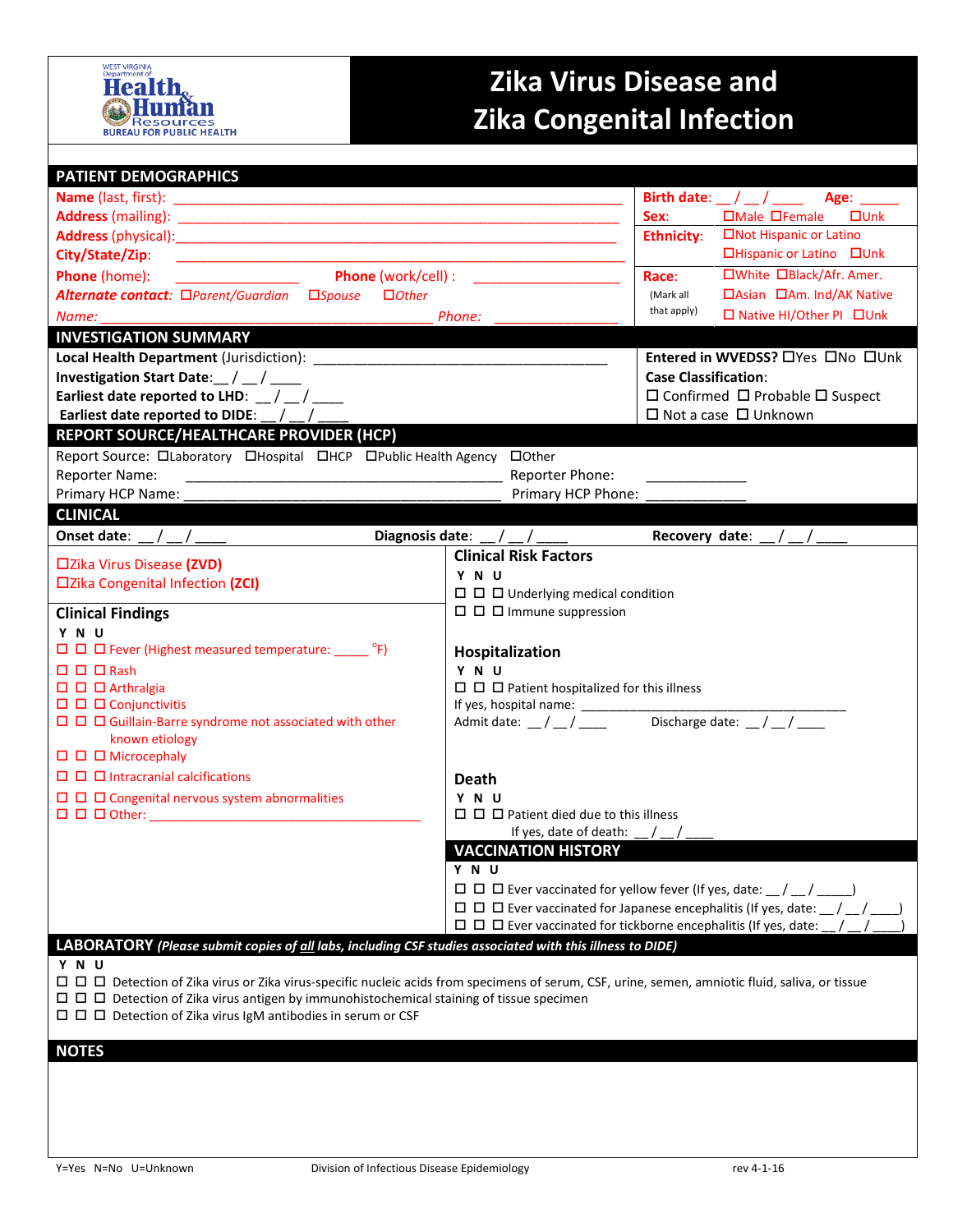WEST VIRGINIA Department of Health & Human Resources BUREAU FOR PUBLIC HEALTH

# Zika Virus Disease and Zika Congenital Infection

## PATIENT DEMOGRAPHICS

**Name** (last, first): ____________________________________________

**Address** (mailing): ____________________________________________

**Address** (physical): ____________________________________________

**City/State/Zip**: ____________________________________________

**Phone** (home): ______________ **Phone** (work/cell) : ______________

***Alternate contact***: *☐Parent/Guardian ☐Spouse ☐Other*

*Name*: ______________________________ *Phone*: ______________

**Birth date**: __ / __ / ____ **Age**: _____

**Sex**: ☐Male ☐Female ☐Unk

**Ethnicity**: ☐Not Hispanic or Latino ☐Hispanic or Latino ☐Unk

**Race**: (Mark all that apply) ☐White ☐Black/Afr. Amer. ☐Asian ☐Am. Ind/AK Native ☐ Native HI/Other PI ☐Unk

## INVESTIGATION SUMMARY

**Local Health Department** (Jurisdiction): ______________________________

**Investigation Start Date**:__ / __ / ____

**Earliest date reported to LHD**: __ / __ / ____

**Earliest date reported to DIDE**: __ / __ / ____

**Entered in WVEDSS?** ☐Yes ☐No ☐Unk

**Case Classification**:
☐ Confirmed ☐ Probable ☐ Suspect
☐ Not a case ☐ Unknown

## REPORT SOURCE/HEALTHCARE PROVIDER (HCP)

Report Source: ☐Laboratory ☐Hospital ☐HCP ☐Public Health Agency ☐Other

Reporter Name: ______________________________ Reporter Phone: ____________

Primary HCP Name: ______________________________ Primary HCP Phone: ____________

## CLINICAL

**Onset date**: __ / __ / ____ **Diagnosis date**: __ / __ / ____ **Recovery date**: __ / __ / ____

☐Zika Virus Disease **(ZVD)**

☐Zika Congenital Infection **(ZCI)**

### Clinical Findings

Y N U

☐ ☐ ☐ Fever (Highest measured temperature: _____ °F)

☐ ☐ ☐ Rash

☐ ☐ ☐ Arthralgia

☐ ☐ ☐ Conjunctivitis

☐ ☐ ☐ Guillain-Barre syndrome not associated with other known etiology

☐ ☐ ☐ Microcephaly

☐ ☐ ☐ Intracranial calcifications

☐ ☐ ☐ Congenital nervous system abnormalities

☐ ☐ ☐ Other: ______________________________

### Clinical Risk Factors

Y N U

☐ ☐ ☐ Underlying medical condition

☐ ☐ ☐ Immune suppression

### Hospitalization

Y N U

☐ ☐ ☐ Patient hospitalized for this illness

If yes, hospital name: ______________________________

Admit date: __ / __ / ____ Discharge date: __ / __ / ____

### Death

Y N U

☐ ☐ ☐ Patient died due to this illness

If yes, date of death: __ / __ / ____

## VACCINATION HISTORY

Y N U

☐ ☐ ☐ Ever vaccinated for yellow fever (If yes, date: __ / __ / _____)

☐ ☐ ☐ Ever vaccinated for Japanese encephalitis (If yes, date: __ / __ / ____)

☐ ☐ ☐ Ever vaccinated for tickborne encephalitis (If yes, date: __ / __ / ____)

## LABORATORY *(Please submit copies of all labs, including CSF studies associated with this illness to DIDE)*

Y N U

☐ ☐ ☐ Detection of Zika virus or Zika virus-specific nucleic acids from specimens of serum, CSF, urine, semen, amniotic fluid, saliva, or tissue

☐ ☐ ☐ Detection of Zika virus antigen by immunohistochemical staining of tissue specimen

☐ ☐ ☐ Detection of Zika virus IgM antibodies in serum or CSF

## NOTES

Y=Yes N=No U=Unknown Division of Infectious Disease Epidemiology rev 4-1-16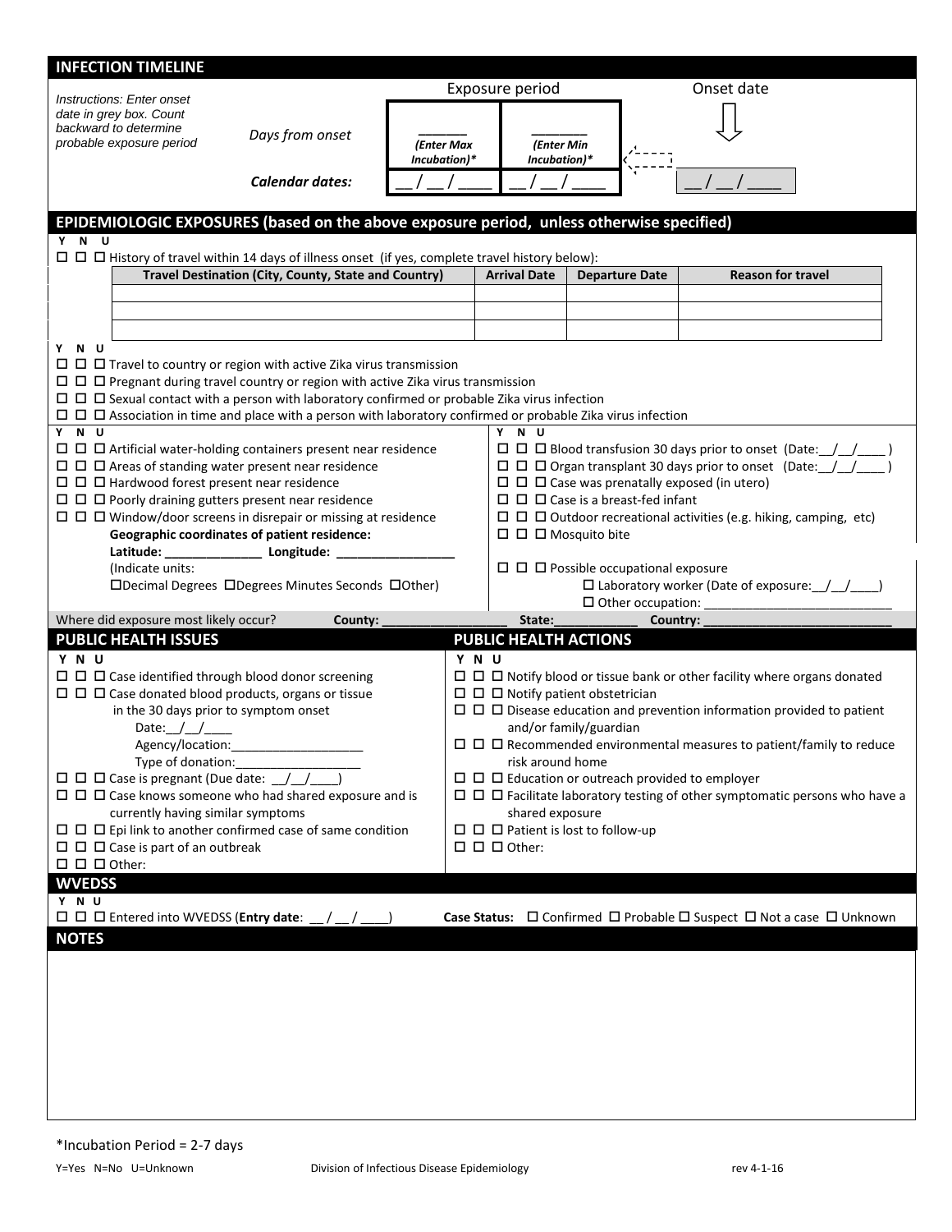## INFECTION TIMELINE

*Instructions: Enter onset date in grey box. Count backward to determine probable exposure period*

| | Exposure period | | Onset date |
|---|---|---|---|
| *Days from onset* | _______ ***(Enter Max Incubation)**** | _______ ***(Enter Min Incubation)**** | ⇩ |
| ***Calendar dates:*** | __ / __ / ____ | __ / __ / ____ | __ / __ / ____ |

## EPIDEMIOLOGIC EXPOSURES (based on the above exposure period, unless otherwise specified)

**Y N U**

☐ ☐ ☐ History of travel within 14 days of illness onset (if yes, complete travel history below):

| Travel Destination (City, County, State and Country) | Arrival Date | Departure Date | Reason for travel |
|---|---|---|---|
| | | | |
| | | | |
| | | | |

**Y N U**

☐ ☐ ☐ Travel to country or region with active Zika virus transmission
☐ ☐ ☐ Pregnant during travel country or region with active Zika virus transmission
☐ ☐ ☐ Sexual contact with a person with laboratory confirmed or probable Zika virus infection
☐ ☐ ☐ Association in time and place with a person with laboratory confirmed or probable Zika virus infection

**Y N U**

☐ ☐ ☐ Artificial water-holding containers present near residence
☐ ☐ ☐ Areas of standing water present near residence
☐ ☐ ☐ Hardwood forest present near residence
☐ ☐ ☐ Poorly draining gutters present near residence
☐ ☐ ☐ Window/door screens in disrepair or missing at residence

**Geographic coordinates of patient residence:**
**Latitude: ______________ Longitude: ________________**
(Indicate units:
☐Decimal Degrees ☐Degrees Minutes Seconds ☐Other)

**Y N U**

☐ ☐ ☐ Blood transfusion 30 days prior to onset (Date:__/__/____ )
☐ ☐ ☐ Organ transplant 30 days prior to onset (Date:__/__/____ )
☐ ☐ ☐ Case was prenatally exposed (in utero)
☐ ☐ ☐ Case is a breast-fed infant
☐ ☐ ☐ Outdoor recreational activities (e.g. hiking, camping, etc)
☐ ☐ ☐ Mosquito bite

☐ ☐ ☐ Possible occupational exposure
☐ Laboratory worker (Date of exposure:__/__/____)
☐ Other occupation: ________________________

Where did exposure most likely occur? **County:** ________________ **State:**__________ **Country:** ________________________

## PUBLIC HEALTH ISSUES

**Y N U**

☐ ☐ ☐ Case identified through blood donor screening
☐ ☐ ☐ Case donated blood products, organs or tissue in the 30 days prior to symptom onset
Date:__/__/____
Agency/location:___________________
Type of donation:__________________
☐ ☐ ☐ Case is pregnant (Due date: __/__/____)
☐ ☐ ☐ Case knows someone who had shared exposure and is currently having similar symptoms
☐ ☐ ☐ Epi link to another confirmed case of same condition
☐ ☐ ☐ Case is part of an outbreak
☐ ☐ ☐ Other:

## PUBLIC HEALTH ACTIONS

**Y N U**

☐ ☐ ☐ Notify blood or tissue bank or other facility where organs donated
☐ ☐ ☐ Notify patient obstetrician
☐ ☐ ☐ Disease education and prevention information provided to patient and/or family/guardian
☐ ☐ ☐ Recommended environmental measures to patient/family to reduce risk around home
☐ ☐ ☐ Education or outreach provided to employer
☐ ☐ ☐ Facilitate laboratory testing of other symptomatic persons who have a shared exposure
☐ ☐ ☐ Patient is lost to follow-up
☐ ☐ ☐ Other:

## WVEDSS

**Y N U**

☐ ☐ ☐ Entered into WVEDSS (**Entry date**: __ / __ / ____)

**Case Status:** ☐ Confirmed ☐ Probable ☐ Suspect ☐ Not a case ☐ Unknown

## NOTES

*Incubation Period = 2-7 days

Y=Yes N=No U=Unknown    Division of Infectious Disease Epidemiology    rev 4-1-16